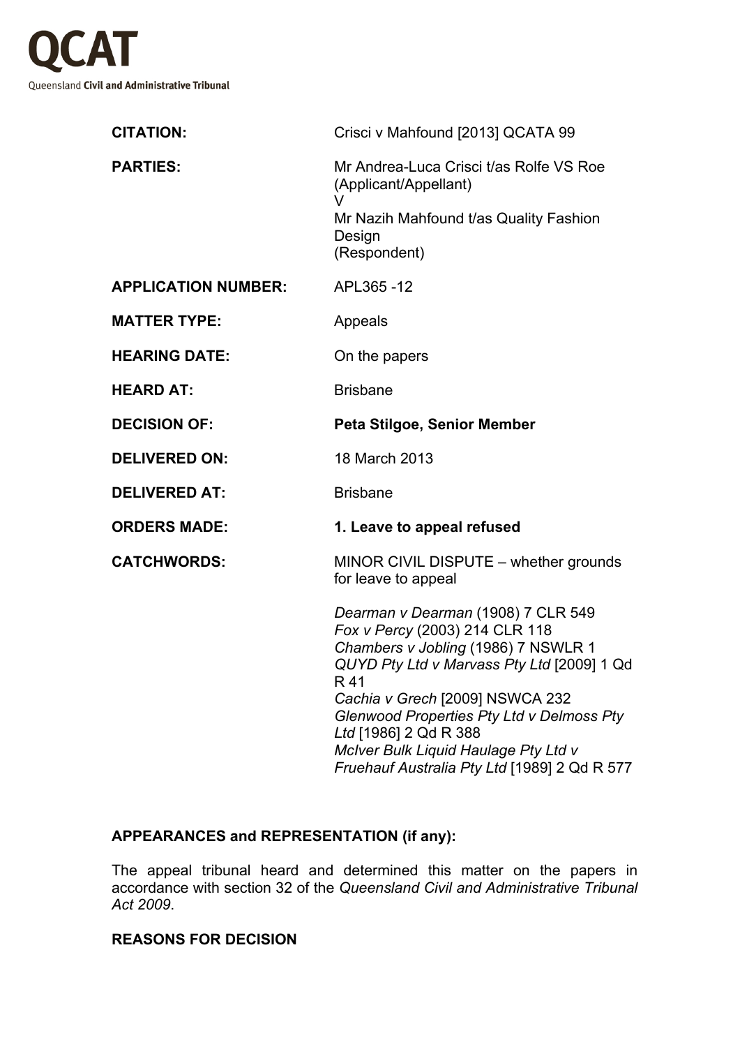**QCAT**

Queensland **Civil and Administrative Tribunal**

| | |
|---|---|
| **CITATION:** | Crisci v Mahfound [2013] QCATA 99 |
| **PARTIES:** | Mr Andrea-Luca Crisci t/as Rolfe VS Roe (Applicant/Appellant)<br>V<br>Mr Nazih Mahfound t/as Quality Fashion Design<br>(Respondent) |
| **APPLICATION NUMBER:** | APL365 -12 |
| **MATTER TYPE:** | Appeals |
| **HEARING DATE:** | On the papers |
| **HEARD AT:** | Brisbane |
| **DECISION OF:** | **Peta Stilgoe, Senior Member** |
| **DELIVERED ON:** | 18 March 2013 |
| **DELIVERED AT:** | Brisbane |
| **ORDERS MADE:** | **1. Leave to appeal refused** |
| **CATCHWORDS:** | MINOR CIVIL DISPUTE – whether grounds for leave to appeal<br><br>*Dearman v Dearman* (1908) 7 CLR 549<br>*Fox v Percy* (2003) 214 CLR 118<br>*Chambers v Jobling* (1986) 7 NSWLR 1<br>*QUYD Pty Ltd v Marvass Pty Ltd* [2009] 1 Qd R 41<br>*Cachia v Grech* [2009] NSWCA 232<br>*Glenwood Properties Pty Ltd v Delmoss Pty Ltd* [1986] 2 Qd R 388<br>*McIver Bulk Liquid Haulage Pty Ltd v Fruehauf Australia Pty Ltd* [1989] 2 Qd R 577 |

**APPEARANCES and REPRESENTATION (if any):**

The appeal tribunal heard and determined this matter on the papers in accordance with section 32 of the *Queensland Civil and Administrative Tribunal Act 2009*.

**REASONS FOR DECISION**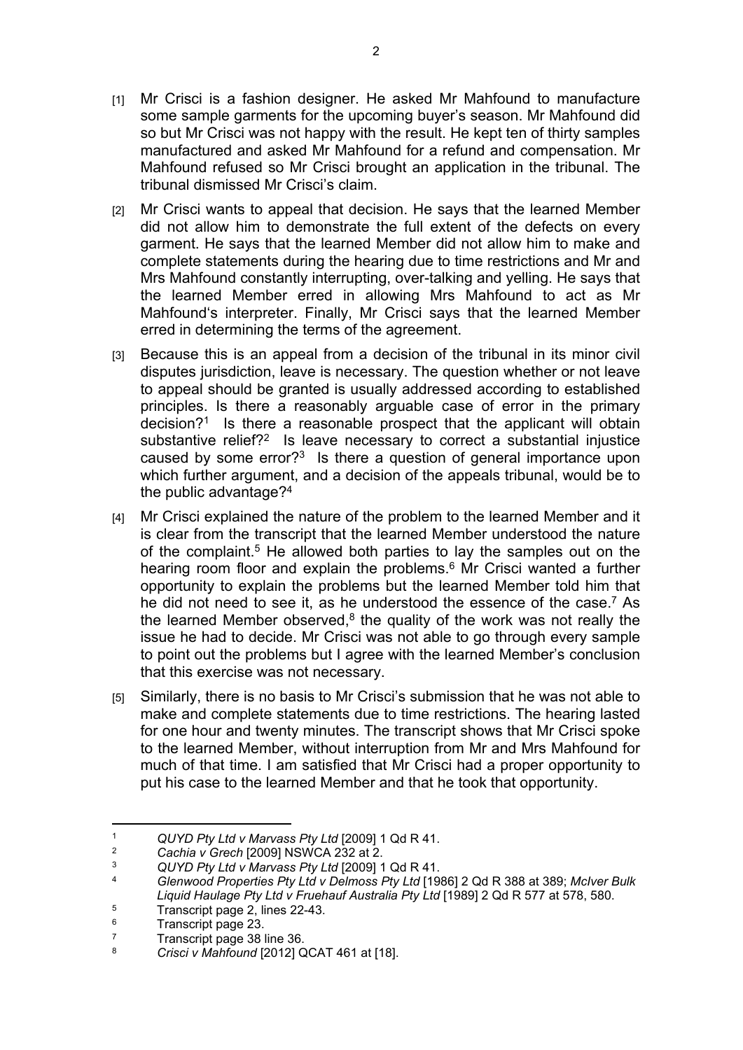[1] Mr Crisci is a fashion designer. He asked Mr Mahfound to manufacture some sample garments for the upcoming buyer's season. Mr Mahfound did so but Mr Crisci was not happy with the result. He kept ten of thirty samples manufactured and asked Mr Mahfound for a refund and compensation. Mr Mahfound refused so Mr Crisci brought an application in the tribunal. The tribunal dismissed Mr Crisci's claim.

[2] Mr Crisci wants to appeal that decision. He says that the learned Member did not allow him to demonstrate the full extent of the defects on every garment. He says that the learned Member did not allow him to make and complete statements during the hearing due to time restrictions and Mr and Mrs Mahfound constantly interrupting, over-talking and yelling. He says that the learned Member erred in allowing Mrs Mahfound to act as Mr Mahfound's interpreter. Finally, Mr Crisci says that the learned Member erred in determining the terms of the agreement.

[3] Because this is an appeal from a decision of the tribunal in its minor civil disputes jurisdiction, leave is necessary. The question whether or not leave to appeal should be granted is usually addressed according to established principles. Is there a reasonably arguable case of error in the primary decision?[1] Is there a reasonable prospect that the applicant will obtain substantive relief?[2] Is leave necessary to correct a substantial injustice caused by some error?[3] Is there a question of general importance upon which further argument, and a decision of the appeals tribunal, would be to the public advantage?[4]

[4] Mr Crisci explained the nature of the problem to the learned Member and it is clear from the transcript that the learned Member understood the nature of the complaint.[5] He allowed both parties to lay the samples out on the hearing room floor and explain the problems.[6] Mr Crisci wanted a further opportunity to explain the problems but the learned Member told him that he did not need to see it, as he understood the essence of the case.[7] As the learned Member observed,[8] the quality of the work was not really the issue he had to decide. Mr Crisci was not able to go through every sample to point out the problems but I agree with the learned Member's conclusion that this exercise was not necessary.

[5] Similarly, there is no basis to Mr Crisci's submission that he was not able to make and complete statements due to time restrictions. The hearing lasted for one hour and twenty minutes. The transcript shows that Mr Crisci spoke to the learned Member, without interruption from Mr and Mrs Mahfound for much of that time. I am satisfied that Mr Crisci had a proper opportunity to put his case to the learned Member and that he took that opportunity.

---

[1] *QUYD Pty Ltd v Marvass Pty Ltd* [2009] 1 Qd R 41.

[2] *Cachia v Grech* [2009] NSWCA 232 at 2.

[3] *QUYD Pty Ltd v Marvass Pty Ltd* [2009] 1 Qd R 41.

[4] *Glenwood Properties Pty Ltd v Delmoss Pty Ltd* [1986] 2 Qd R 388 at 389; *McIver Bulk Liquid Haulage Pty Ltd v Fruehauf Australia Pty Ltd* [1989] 2 Qd R 577 at 578, 580.

[5] Transcript page 2, lines 22-43.

[6] Transcript page 23.

[7] Transcript page 38 line 36.

[8] *Crisci v Mahfound* [2012] QCAT 461 at [18].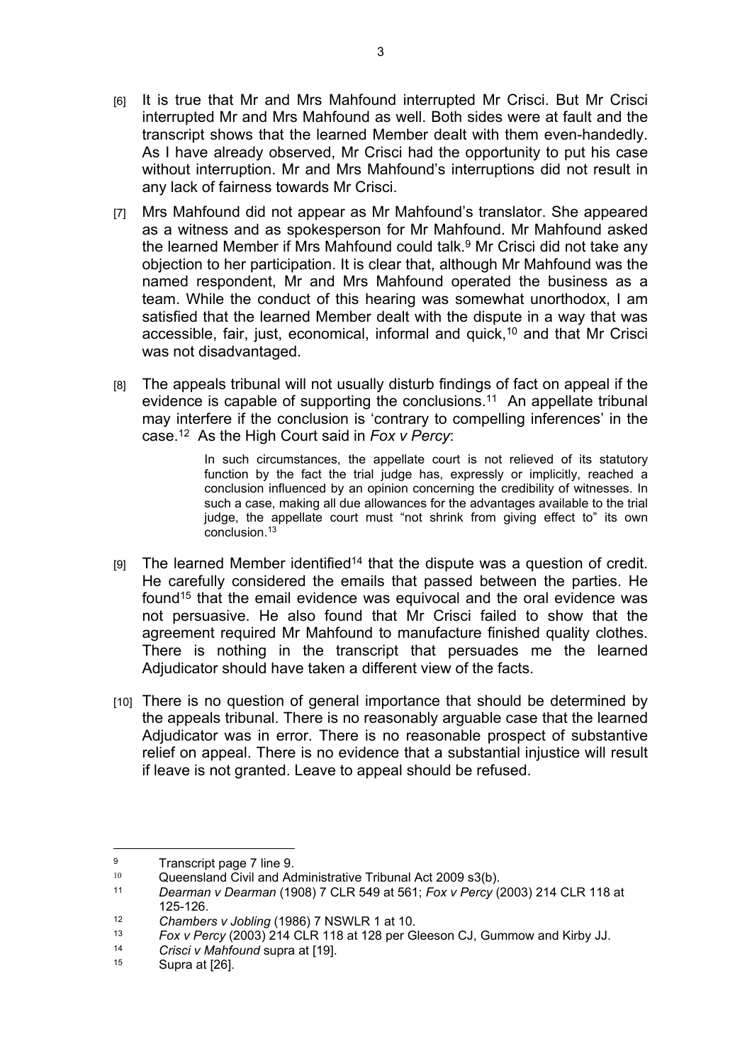[6] It is true that Mr and Mrs Mahfound interrupted Mr Crisci. But Mr Crisci interrupted Mr and Mrs Mahfound as well. Both sides were at fault and the transcript shows that the learned Member dealt with them even-handedly. As I have already observed, Mr Crisci had the opportunity to put his case without interruption. Mr and Mrs Mahfound's interruptions did not result in any lack of fairness towards Mr Crisci.

[7] Mrs Mahfound did not appear as Mr Mahfound's translator. She appeared as a witness and as spokesperson for Mr Mahfound. Mr Mahfound asked the learned Member if Mrs Mahfound could talk.[9] Mr Crisci did not take any objection to her participation. It is clear that, although Mr Mahfound was the named respondent, Mr and Mrs Mahfound operated the business as a team. While the conduct of this hearing was somewhat unorthodox, I am satisfied that the learned Member dealt with the dispute in a way that was accessible, fair, just, economical, informal and quick,[10] and that Mr Crisci was not disadvantaged.

[8] The appeals tribunal will not usually disturb findings of fact on appeal if the evidence is capable of supporting the conclusions.[11] An appellate tribunal may interfere if the conclusion is 'contrary to compelling inferences' in the case.[12] As the High Court said in *Fox v Percy*:

> In such circumstances, the appellate court is not relieved of its statutory function by the fact the trial judge has, expressly or implicitly, reached a conclusion influenced by an opinion concerning the credibility of witnesses. In such a case, making all due allowances for the advantages available to the trial judge, the appellate court must "not shrink from giving effect to" its own conclusion.[13]

[9] The learned Member identified[14] that the dispute was a question of credit. He carefully considered the emails that passed between the parties. He found[15] that the email evidence was equivocal and the oral evidence was not persuasive. He also found that Mr Crisci failed to show that the agreement required Mr Mahfound to manufacture finished quality clothes. There is nothing in the transcript that persuades me the learned Adjudicator should have taken a different view of the facts.

[10] There is no question of general importance that should be determined by the appeals tribunal. There is no reasonably arguable case that the learned Adjudicator was in error. There is no reasonable prospect of substantive relief on appeal. There is no evidence that a substantial injustice will result if leave is not granted. Leave to appeal should be refused.

---

[9] Transcript page 7 line 9.

[10] Queensland Civil and Administrative Tribunal Act 2009 s3(b).

[11] *Dearman v Dearman* (1908) 7 CLR 549 at 561; *Fox v Percy* (2003) 214 CLR 118 at 125-126.

[12] *Chambers v Jobling* (1986) 7 NSWLR 1 at 10.

[13] *Fox v Percy* (2003) 214 CLR 118 at 128 per Gleeson CJ, Gummow and Kirby JJ.

[14] *Crisci v Mahfound* supra at [19].

[15] Supra at [26].